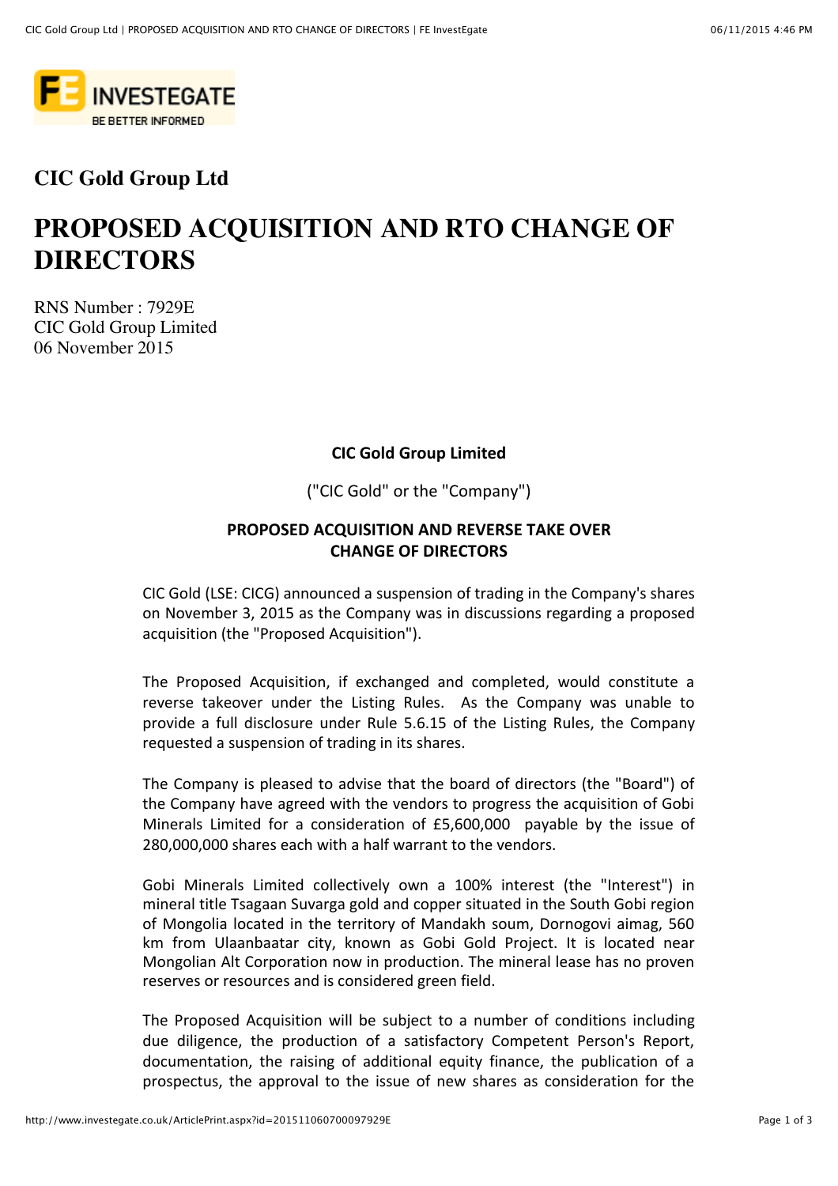# CIC Gold Group Ltd

# PROPOSED ACQUISITION AND RTO CHANGE OF DIRECTORS

RNS Number : 7929E
CIC Gold Group Limited
06 November 2015

**CIC Gold Group Limited**

("CIC Gold" or the "Company")

**PROPOSED ACQUISITION AND REVERSE TAKE OVER CHANGE OF DIRECTORS**

CIC Gold (LSE: CICG) announced a suspension of trading in the Company's shares on November 3, 2015 as the Company was in discussions regarding a proposed acquisition (the "Proposed Acquisition").

The Proposed Acquisition, if exchanged and completed, would constitute a reverse takeover under the Listing Rules. As the Company was unable to provide a full disclosure under Rule 5.6.15 of the Listing Rules, the Company requested a suspension of trading in its shares.

The Company is pleased to advise that the board of directors (the "Board") of the Company have agreed with the vendors to progress the acquisition of Gobi Minerals Limited for a consideration of £5,600,000 payable by the issue of 280,000,000 shares each with a half warrant to the vendors.

Gobi Minerals Limited collectively own a 100% interest (the "Interest") in mineral title Tsagaan Suvarga gold and copper situated in the South Gobi region of Mongolia located in the territory of Mandakh soum, Dornogovi aimag, 560 km from Ulaanbaatar city, known as Gobi Gold Project. It is located near Mongolian Alt Corporation now in production. The mineral lease has no proven reserves or resources and is considered green field.

The Proposed Acquisition will be subject to a number of conditions including due diligence, the production of a satisfactory Competent Person's Report, documentation, the raising of additional equity finance, the publication of a prospectus, the approval to the issue of new shares as consideration for the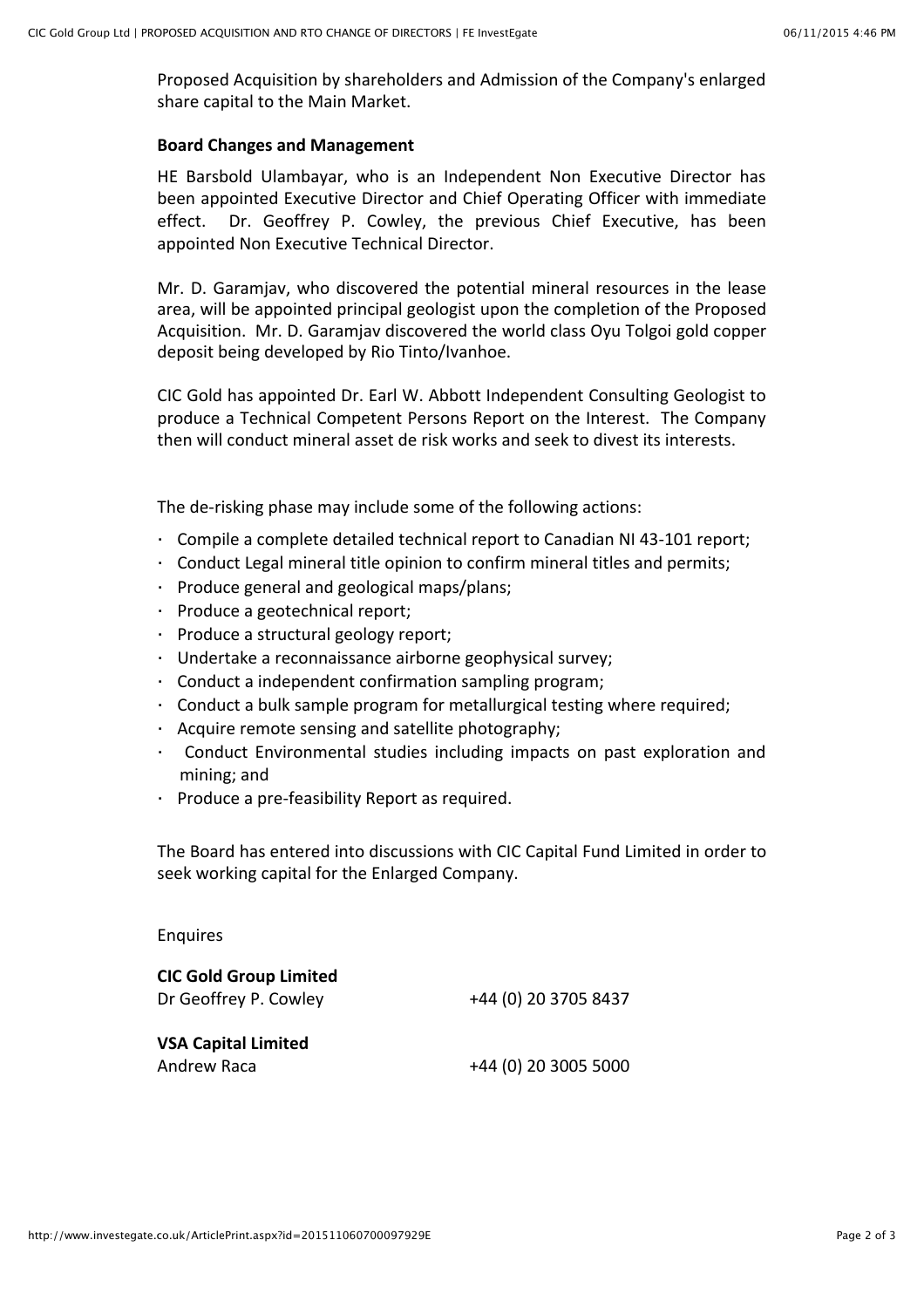Proposed Acquisition by shareholders and Admission of the Company's enlarged share capital to the Main Market.

**Board Changes and Management**

HE Barsbold Ulambayar, who is an Independent Non Executive Director has been appointed Executive Director and Chief Operating Officer with immediate effect. Dr. Geoffrey P. Cowley, the previous Chief Executive, has been appointed Non Executive Technical Director.

Mr. D. Garamjav, who discovered the potential mineral resources in the lease area, will be appointed principal geologist upon the completion of the Proposed Acquisition. Mr. D. Garamjav discovered the world class Oyu Tolgoi gold copper deposit being developed by Rio Tinto/Ivanhoe.

CIC Gold has appointed Dr. Earl W. Abbott Independent Consulting Geologist to produce a Technical Competent Persons Report on the Interest. The Company then will conduct mineral asset de risk works and seek to divest its interests.

The de-risking phase may include some of the following actions:

- Compile a complete detailed technical report to Canadian NI 43-101 report;
- Conduct Legal mineral title opinion to confirm mineral titles and permits;
- Produce general and geological maps/plans;
- Produce a geotechnical report;
- Produce a structural geology report;
- Undertake a reconnaissance airborne geophysical survey;
- Conduct a independent confirmation sampling program;
- Conduct a bulk sample program for metallurgical testing where required;
- Acquire remote sensing and satellite photography;
- Conduct Environmental studies including impacts on past exploration and mining; and
- Produce a pre-feasibility Report as required.

The Board has entered into discussions with CIC Capital Fund Limited in order to seek working capital for the Enlarged Company.

Enquires

| | |
|---|---|
| **CIC Gold Group Limited** | |
| Dr Geoffrey P. Cowley | +44 (0) 20 3705 8437 |
| **VSA Capital Limited** | |
| Andrew Raca | +44 (0) 20 3005 5000 |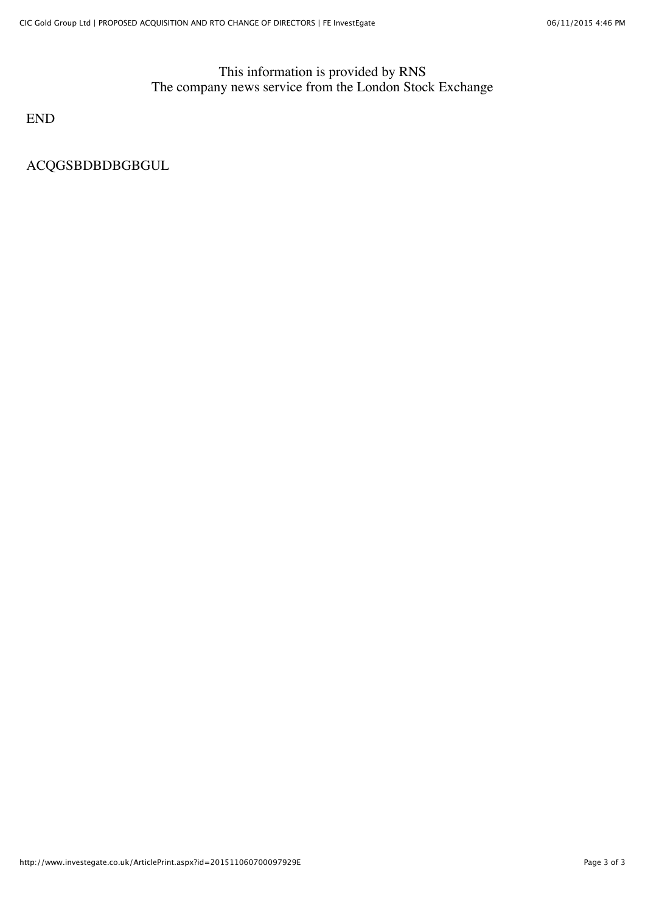This information is provided by RNS
The company news service from the London Stock Exchange

END

ACQGSBDBDBGBGUL